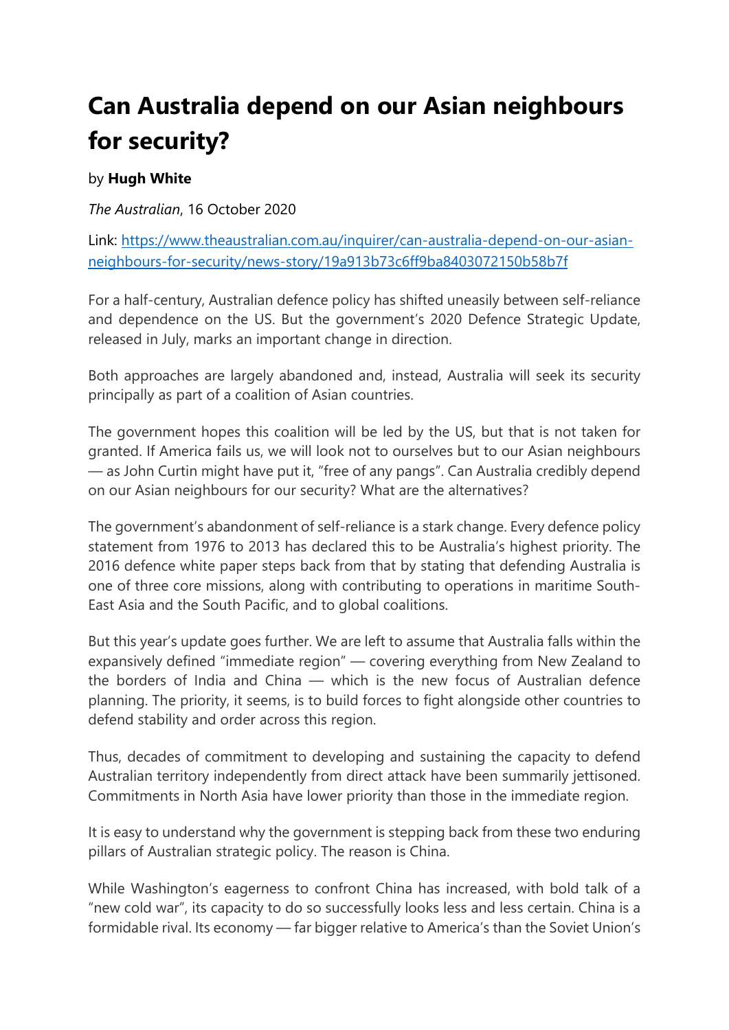# Can Australia depend on our Asian neighbours for security?

by **Hugh White**

*The Australian*, 16 October 2020

Link: [https://www.theaustralian.com.au/inquirer/can-australia-depend-on-our-asian-neighbours-for-security/news-story/19a913b73c6ff9ba8403072150b58b7f](https://www.theaustralian.com.au/inquirer/can-australia-depend-on-our-asian-neighbours-for-security/news-story/19a913b73c6ff9ba8403072150b58b7f)

For a half-century, Australian defence policy has shifted uneasily between self-reliance and dependence on the US. But the government's 2020 Defence Strategic Update, released in July, marks an important change in direction.

Both approaches are largely abandoned and, instead, Australia will seek its security principally as part of a coalition of Asian countries.

The government hopes this coalition will be led by the US, but that is not taken for granted. If America fails us, we will look not to ourselves but to our Asian neighbours — as John Curtin might have put it, "free of any pangs". Can Australia credibly depend on our Asian neighbours for our security? What are the alternatives?

The government's abandonment of self-reliance is a stark change. Every defence policy statement from 1976 to 2013 has declared this to be Australia's highest priority. The 2016 defence white paper steps back from that by stating that defending Australia is one of three core missions, along with contributing to operations in maritime South-East Asia and the South Pacific, and to global coalitions.

But this year's update goes further. We are left to assume that Australia falls within the expansively defined "immediate region" — covering everything from New Zealand to the borders of India and China — which is the new focus of Australian defence planning. The priority, it seems, is to build forces to fight alongside other countries to defend stability and order across this region.

Thus, decades of commitment to developing and sustaining the capacity to defend Australian territory independently from direct attack have been summarily jettisoned. Commitments in North Asia have lower priority than those in the immediate region.

It is easy to understand why the government is stepping back from these two enduring pillars of Australian strategic policy. The reason is China.

While Washington's eagerness to confront China has increased, with bold talk of a "new cold war", its capacity to do so successfully looks less and less certain. China is a formidable rival. Its economy — far bigger relative to America's than the Soviet Union's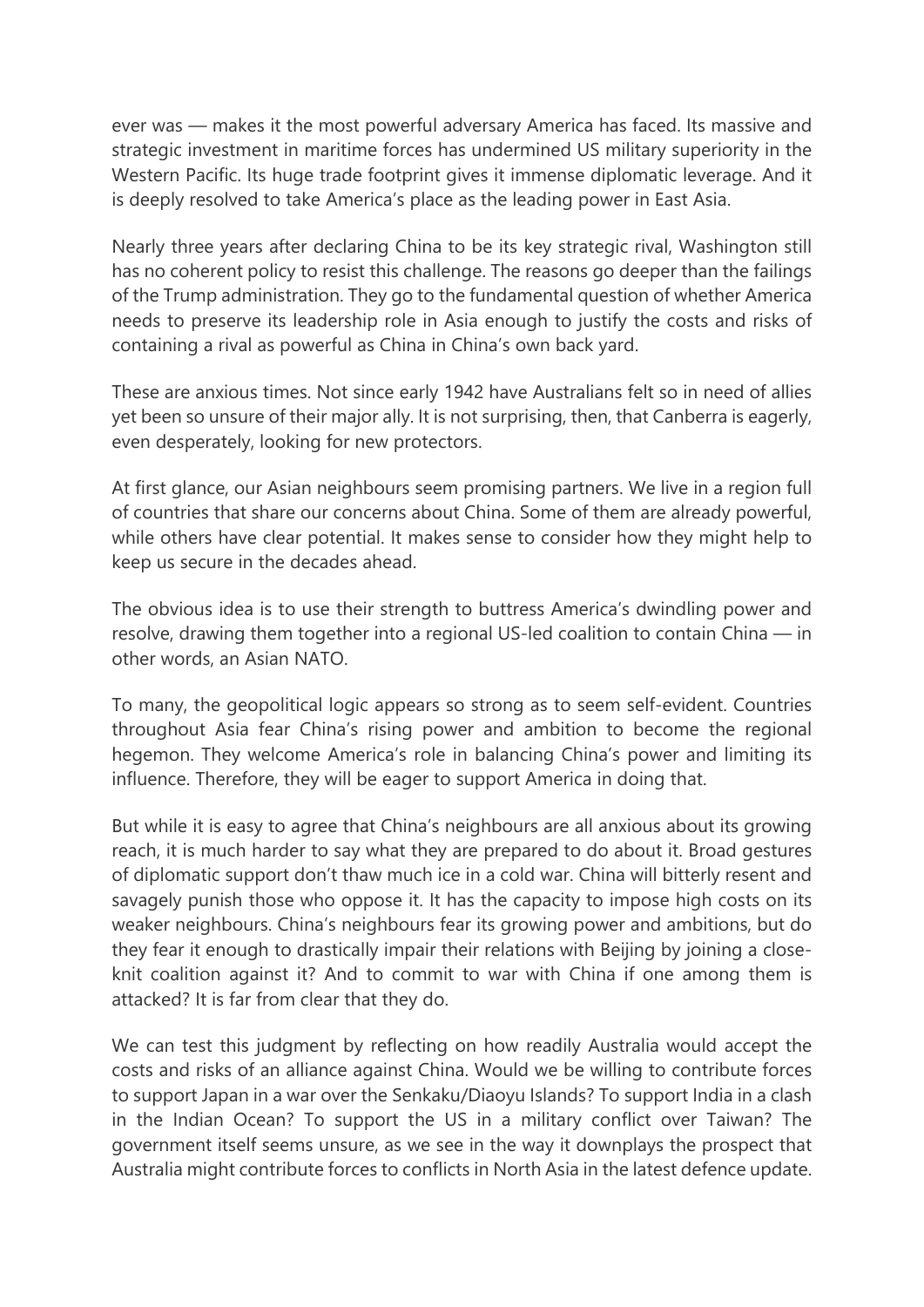ever was — makes it the most powerful adversary America has faced. Its massive and strategic investment in maritime forces has undermined US military superiority in the Western Pacific. Its huge trade footprint gives it immense diplomatic leverage. And it is deeply resolved to take America's place as the leading power in East Asia.

Nearly three years after declaring China to be its key strategic rival, Washington still has no coherent policy to resist this challenge. The reasons go deeper than the failings of the Trump administration. They go to the fundamental question of whether America needs to preserve its leadership role in Asia enough to justify the costs and risks of containing a rival as powerful as China in China's own back yard.

These are anxious times. Not since early 1942 have Australians felt so in need of allies yet been so unsure of their major ally. It is not surprising, then, that Canberra is eagerly, even desperately, looking for new protectors.

At first glance, our Asian neighbours seem promising partners. We live in a region full of countries that share our concerns about China. Some of them are already powerful, while others have clear potential. It makes sense to consider how they might help to keep us secure in the decades ahead.

The obvious idea is to use their strength to buttress America's dwindling power and resolve, drawing them together into a regional US-led coalition to contain China — in other words, an Asian NATO.

To many, the geopolitical logic appears so strong as to seem self-evident. Countries throughout Asia fear China's rising power and ambition to become the regional hegemon. They welcome America's role in balancing China's power and limiting its influence. Therefore, they will be eager to support America in doing that.

But while it is easy to agree that China's neighbours are all anxious about its growing reach, it is much harder to say what they are prepared to do about it. Broad gestures of diplomatic support don't thaw much ice in a cold war. China will bitterly resent and savagely punish those who oppose it. It has the capacity to impose high costs on its weaker neighbours. China's neighbours fear its growing power and ambitions, but do they fear it enough to drastically impair their relations with Beijing by joining a close-knit coalition against it? And to commit to war with China if one among them is attacked? It is far from clear that they do.

We can test this judgment by reflecting on how readily Australia would accept the costs and risks of an alliance against China. Would we be willing to contribute forces to support Japan in a war over the Senkaku/Diaoyu Islands? To support India in a clash in the Indian Ocean? To support the US in a military conflict over Taiwan? The government itself seems unsure, as we see in the way it downplays the prospect that Australia might contribute forces to conflicts in North Asia in the latest defence update.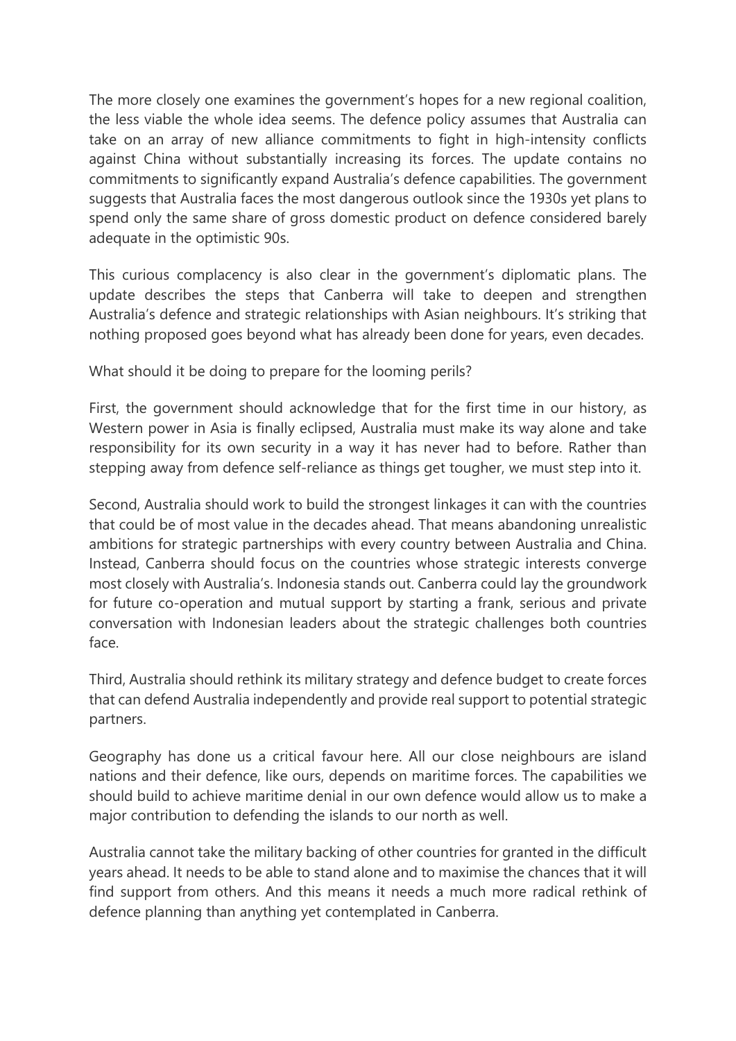The more closely one examines the government's hopes for a new regional coalition, the less viable the whole idea seems. The defence policy assumes that Australia can take on an array of new alliance commitments to fight in high-intensity conflicts against China without substantially increasing its forces. The update contains no commitments to significantly expand Australia's defence capabilities. The government suggests that Australia faces the most dangerous outlook since the 1930s yet plans to spend only the same share of gross domestic product on defence considered barely adequate in the optimistic 90s.

This curious complacency is also clear in the government's diplomatic plans. The update describes the steps that Canberra will take to deepen and strengthen Australia's defence and strategic relationships with Asian neighbours. It's striking that nothing proposed goes beyond what has already been done for years, even decades.

What should it be doing to prepare for the looming perils?

First, the government should acknowledge that for the first time in our history, as Western power in Asia is finally eclipsed, Australia must make its way alone and take responsibility for its own security in a way it has never had to before. Rather than stepping away from defence self-reliance as things get tougher, we must step into it.

Second, Australia should work to build the strongest linkages it can with the countries that could be of most value in the decades ahead. That means abandoning unrealistic ambitions for strategic partnerships with every country between Australia and China. Instead, Canberra should focus on the countries whose strategic interests converge most closely with Australia's. Indonesia stands out. Canberra could lay the groundwork for future co-operation and mutual support by starting a frank, serious and private conversation with Indonesian leaders about the strategic challenges both countries face.

Third, Australia should rethink its military strategy and defence budget to create forces that can defend Australia independently and provide real support to potential strategic partners.

Geography has done us a critical favour here. All our close neighbours are island nations and their defence, like ours, depends on maritime forces. The capabilities we should build to achieve maritime denial in our own defence would allow us to make a major contribution to defending the islands to our north as well.

Australia cannot take the military backing of other countries for granted in the difficult years ahead. It needs to be able to stand alone and to maximise the chances that it will find support from others. And this means it needs a much more radical rethink of defence planning than anything yet contemplated in Canberra.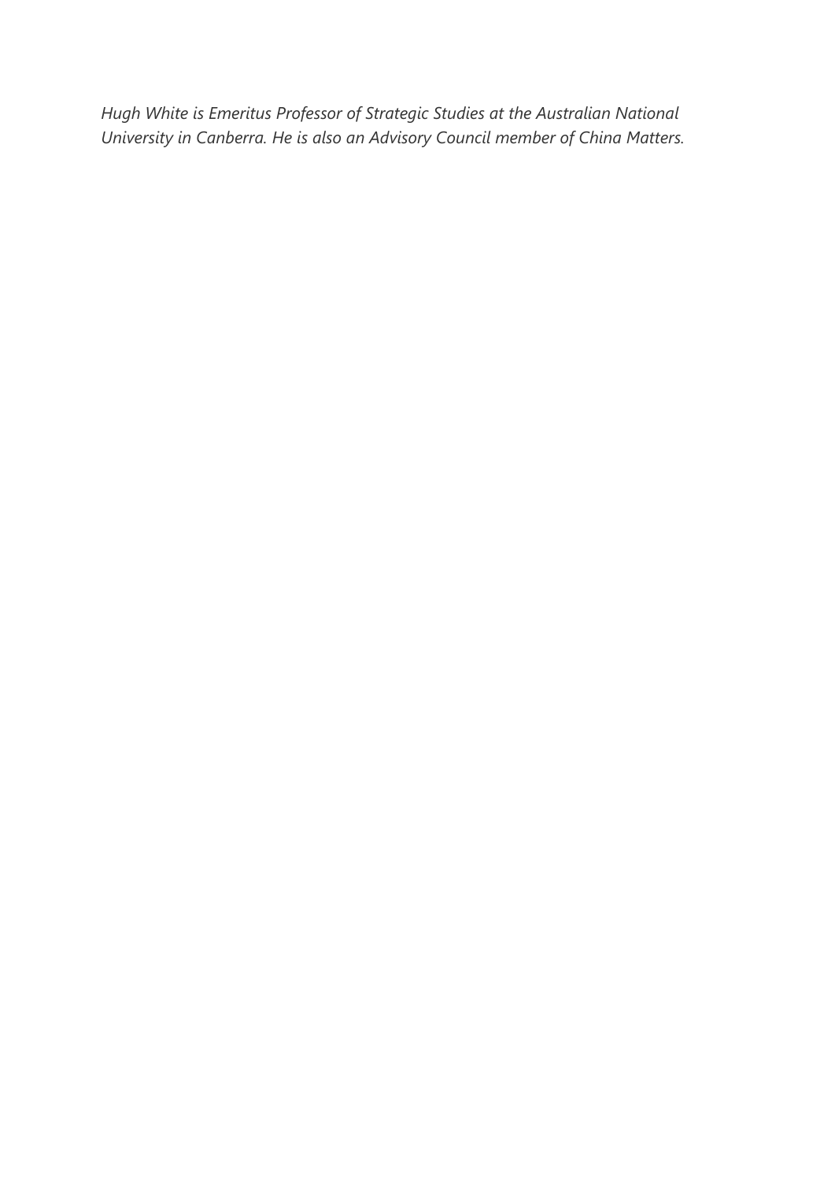*Hugh White is Emeritus Professor of Strategic Studies at the Australian National University in Canberra. He is also an Advisory Council member of China Matters.*